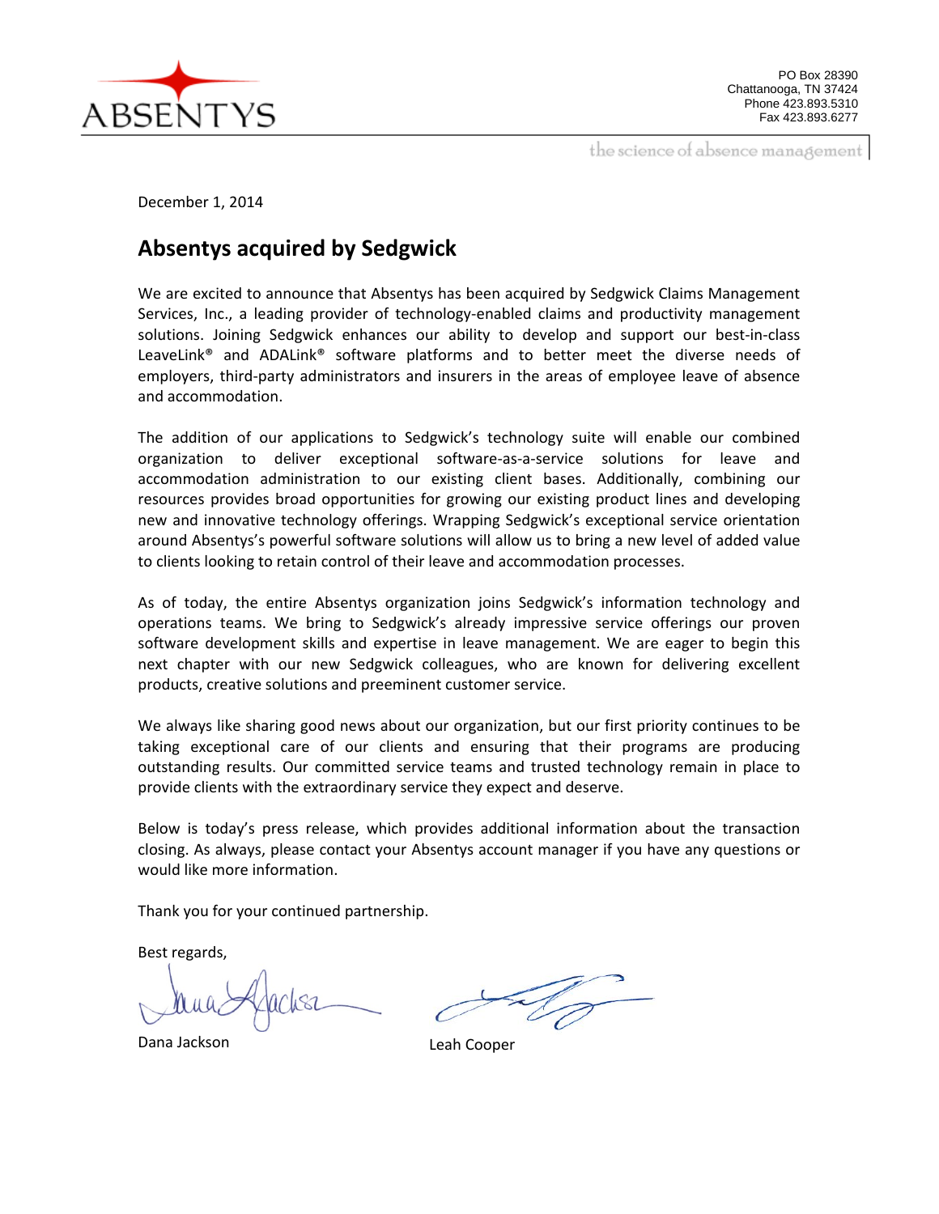ABSENTYS

PO Box 28390
Chattanooga, TN 37424
Phone 423.893.5310
Fax 423.893.6277

the science of absence management

December 1, 2014

## Absentys acquired by Sedgwick

We are excited to announce that Absentys has been acquired by Sedgwick Claims Management Services, Inc., a leading provider of technology-enabled claims and productivity management solutions. Joining Sedgwick enhances our ability to develop and support our best-in-class LeaveLink® and ADALink® software platforms and to better meet the diverse needs of employers, third-party administrators and insurers in the areas of employee leave of absence and accommodation.

The addition of our applications to Sedgwick's technology suite will enable our combined organization to deliver exceptional software-as-a-service solutions for leave and accommodation administration to our existing client bases. Additionally, combining our resources provides broad opportunities for growing our existing product lines and developing new and innovative technology offerings. Wrapping Sedgwick's exceptional service orientation around Absentys's powerful software solutions will allow us to bring a new level of added value to clients looking to retain control of their leave and accommodation processes.

As of today, the entire Absentys organization joins Sedgwick's information technology and operations teams. We bring to Sedgwick's already impressive service offerings our proven software development skills and expertise in leave management. We are eager to begin this next chapter with our new Sedgwick colleagues, who are known for delivering excellent products, creative solutions and preeminent customer service.

We always like sharing good news about our organization, but our first priority continues to be taking exceptional care of our clients and ensuring that their programs are producing outstanding results. Our committed service teams and trusted technology remain in place to provide clients with the extraordinary service they expect and deserve.

Below is today's press release, which provides additional information about the transaction closing. As always, please contact your Absentys account manager if you have any questions or would like more information.

Thank you for your continued partnership.

Best regards,

Dana Jackson

Leah Cooper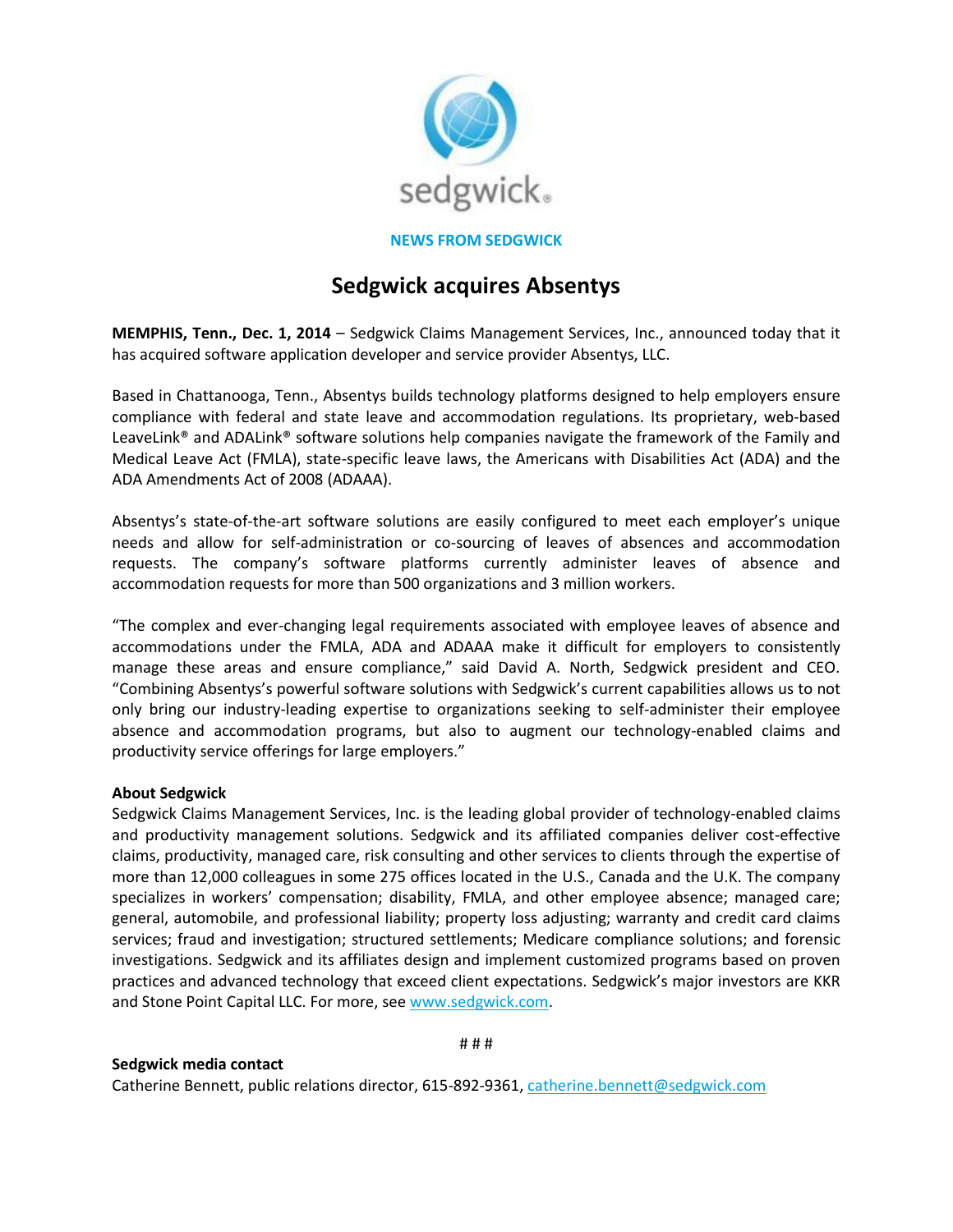sedgwick®

**NEWS FROM SEDGWICK**

# Sedgwick acquires Absentys

**MEMPHIS, Tenn., Dec. 1, 2014** – Sedgwick Claims Management Services, Inc., announced today that it has acquired software application developer and service provider Absentys, LLC.

Based in Chattanooga, Tenn., Absentys builds technology platforms designed to help employers ensure compliance with federal and state leave and accommodation regulations. Its proprietary, web-based LeaveLink® and ADALink® software solutions help companies navigate the framework of the Family and Medical Leave Act (FMLA), state-specific leave laws, the Americans with Disabilities Act (ADA) and the ADA Amendments Act of 2008 (ADAAA).

Absentys's state-of-the-art software solutions are easily configured to meet each employer's unique needs and allow for self-administration or co-sourcing of leaves of absences and accommodation requests. The company's software platforms currently administer leaves of absence and accommodation requests for more than 500 organizations and 3 million workers.

"The complex and ever-changing legal requirements associated with employee leaves of absence and accommodations under the FMLA, ADA and ADAAA make it difficult for employers to consistently manage these areas and ensure compliance," said David A. North, Sedgwick president and CEO. "Combining Absentys's powerful software solutions with Sedgwick's current capabilities allows us to not only bring our industry-leading expertise to organizations seeking to self-administer their employee absence and accommodation programs, but also to augment our technology-enabled claims and productivity service offerings for large employers."

**About Sedgwick**

Sedgwick Claims Management Services, Inc. is the leading global provider of technology-enabled claims and productivity management solutions. Sedgwick and its affiliated companies deliver cost-effective claims, productivity, managed care, risk consulting and other services to clients through the expertise of more than 12,000 colleagues in some 275 offices located in the U.S., Canada and the U.K. The company specializes in workers' compensation; disability, FMLA, and other employee absence; managed care; general, automobile, and professional liability; property loss adjusting; warranty and credit card claims services; fraud and investigation; structured settlements; Medicare compliance solutions; and forensic investigations. Sedgwick and its affiliates design and implement customized programs based on proven practices and advanced technology that exceed client expectations. Sedgwick's major investors are KKR and Stone Point Capital LLC. For more, see www.sedgwick.com.

# # #

**Sedgwick media contact**

Catherine Bennett, public relations director, 615-892-9361, catherine.bennett@sedgwick.com